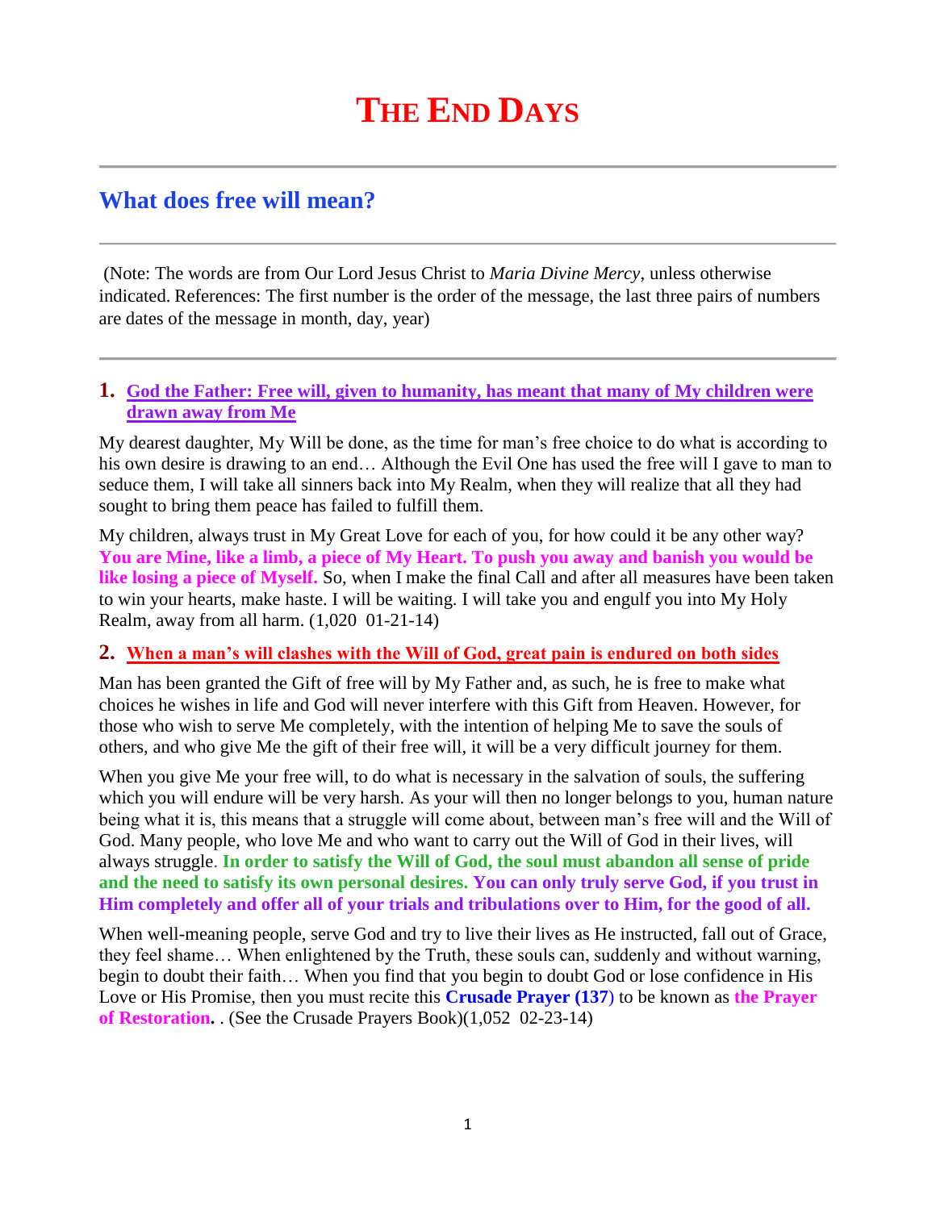# THE END DAYS

## What does free will mean?

(Note: The words are from Our Lord Jesus Christ to *Maria Divine Mercy*, unless otherwise indicated. References: The first number is the order of the message, the last three pairs of numbers are dates of the message in month, day, year)

### 1. God the Father: Free will, given to humanity, has meant that many of My children were drawn away from Me

My dearest daughter, My Will be done, as the time for man's free choice to do what is according to his own desire is drawing to an end… Although the Evil One has used the free will I gave to man to seduce them, I will take all sinners back into My Realm, when they will realize that all they had sought to bring them peace has failed to fulfill them.

My children, always trust in My Great Love for each of you, for how could it be any other way? **You are Mine, like a limb, a piece of My Heart. To push you away and banish you would be like losing a piece of Myself.** So, when I make the final Call and after all measures have been taken to win your hearts, make haste. I will be waiting. I will take you and engulf you into My Holy Realm, away from all harm. (1,020 01-21-14)

### 2. When a man's will clashes with the Will of God, great pain is endured on both sides

Man has been granted the Gift of free will by My Father and, as such, he is free to make what choices he wishes in life and God will never interfere with this Gift from Heaven. However, for those who wish to serve Me completely, with the intention of helping Me to save the souls of others, and who give Me the gift of their free will, it will be a very difficult journey for them.

When you give Me your free will, to do what is necessary in the salvation of souls, the suffering which you will endure will be very harsh. As your will then no longer belongs to you, human nature being what it is, this means that a struggle will come about, between man's free will and the Will of God. Many people, who love Me and who want to carry out the Will of God in their lives, will always struggle. **In order to satisfy the Will of God, the soul must abandon all sense of pride and the need to satisfy its own personal desires. You can only truly serve God, if you trust in Him completely and offer all of your trials and tribulations over to Him, for the good of all.**

When well-meaning people, serve God and try to live their lives as He instructed, fall out of Grace, they feel shame… When enlightened by the Truth, these souls can, suddenly and without warning, begin to doubt their faith… When you find that you begin to doubt God or lose confidence in His Love or His Promise, then you must recite this **Crusade Prayer (137)** to be known as **the Prayer of Restoration.** . (See the Crusade Prayers Book)(1,052 02-23-14)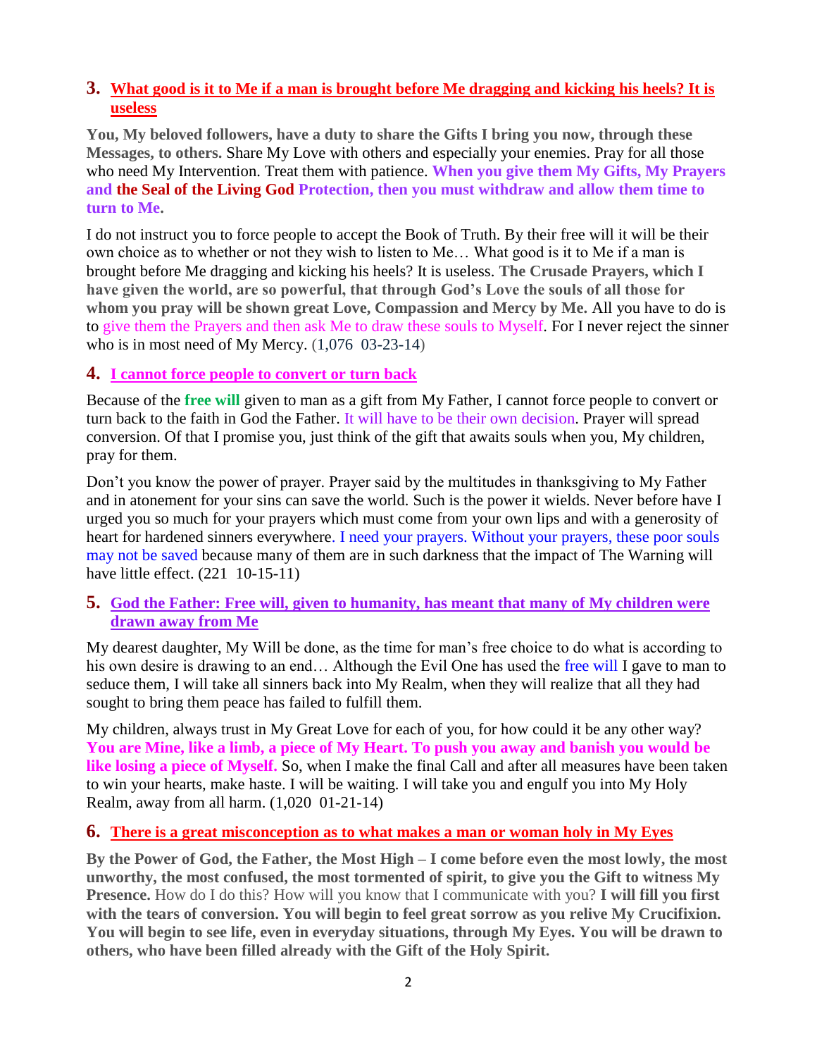## 3. What good is it to Me if a man is brought before Me dragging and kicking his heels? It is useless

**You, My beloved followers, have a duty to share the Gifts I bring you now, through these Messages, to others.** Share My Love with others and especially your enemies. Pray for all those who need My Intervention. Treat them with patience. **When you give them My Gifts, My Prayers and the Seal of the Living God Protection, then you must withdraw and allow them time to turn to Me.**

I do not instruct you to force people to accept the Book of Truth. By their free will it will be their own choice as to whether or not they wish to listen to Me… What good is it to Me if a man is brought before Me dragging and kicking his heels? It is useless. **The Crusade Prayers, which I have given the world, are so powerful, that through God's Love the souls of all those for whom you pray will be shown great Love, Compassion and Mercy by Me.** All you have to do is to give them the Prayers and then ask Me to draw these souls to Myself. For I never reject the sinner who is in most need of My Mercy. (1,076 03-23-14)

## 4. I cannot force people to convert or turn back

Because of the **free will** given to man as a gift from My Father, I cannot force people to convert or turn back to the faith in God the Father. It will have to be their own decision. Prayer will spread conversion. Of that I promise you, just think of the gift that awaits souls when you, My children, pray for them.

Don't you know the power of prayer. Prayer said by the multitudes in thanksgiving to My Father and in atonement for your sins can save the world. Such is the power it wields. Never before have I urged you so much for your prayers which must come from your own lips and with a generosity of heart for hardened sinners everywhere. I need your prayers. Without your prayers, these poor souls may not be saved because many of them are in such darkness that the impact of The Warning will have little effect. (221 10-15-11)

## 5. God the Father: Free will, given to humanity, has meant that many of My children were drawn away from Me

My dearest daughter, My Will be done, as the time for man's free choice to do what is according to his own desire is drawing to an end… Although the Evil One has used the free will I gave to man to seduce them, I will take all sinners back into My Realm, when they will realize that all they had sought to bring them peace has failed to fulfill them.

My children, always trust in My Great Love for each of you, for how could it be any other way? **You are Mine, like a limb, a piece of My Heart. To push you away and banish you would be like losing a piece of Myself.** So, when I make the final Call and after all measures have been taken to win your hearts, make haste. I will be waiting. I will take you and engulf you into My Holy Realm, away from all harm. (1,020 01-21-14)

## 6. There is a great misconception as to what makes a man or woman holy in My Eyes

**By the Power of God, the Father, the Most High – I come before even the most lowly, the most unworthy, the most confused, the most tormented of spirit, to give you the Gift to witness My Presence.** How do I do this? How will you know that I communicate with you? **I will fill you first with the tears of conversion. You will begin to feel great sorrow as you relive My Crucifixion. You will begin to see life, even in everyday situations, through My Eyes. You will be drawn to others, who have been filled already with the Gift of the Holy Spirit.**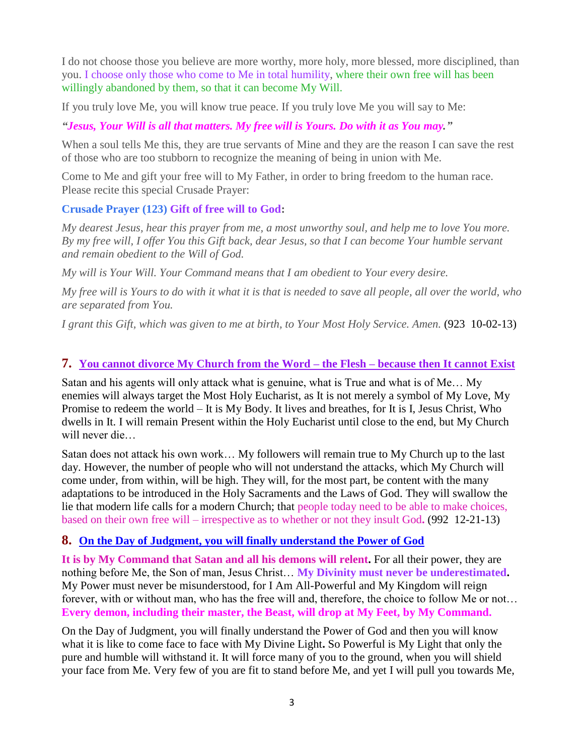I do not choose those you believe are more worthy, more holy, more blessed, more disciplined, than you. I choose only those who come to Me in total humility, where their own free will has been willingly abandoned by them, so that it can become My Will.

If you truly love Me, you will know true peace. If you truly love Me you will say to Me:

***"Jesus, Your Will is all that matters. My free will is Yours. Do with it as You may."***

When a soul tells Me this, they are true servants of Mine and they are the reason I can save the rest of those who are too stubborn to recognize the meaning of being in union with Me.

Come to Me and gift your free will to My Father, in order to bring freedom to the human race. Please recite this special Crusade Prayer:

**Crusade Prayer (123) Gift of free will to God:**

*My dearest Jesus, hear this prayer from me, a most unworthy soul, and help me to love You more. By my free will, I offer You this Gift back, dear Jesus, so that I can become Your humble servant and remain obedient to the Will of God.*

*My will is Your Will. Your Command means that I am obedient to Your every desire.*

*My free will is Yours to do with it what it is that is needed to save all people, all over the world, who are separated from You.*

*I grant this Gift, which was given to me at birth, to Your Most Holy Service. Amen.* (923 10-02-13)

## 7. You cannot divorce My Church from the Word – the Flesh – because then It cannot Exist

Satan and his agents will only attack what is genuine, what is True and what is of Me… My enemies will always target the Most Holy Eucharist, as It is not merely a symbol of My Love, My Promise to redeem the world – It is My Body. It lives and breathes, for It is I, Jesus Christ, Who dwells in It. I will remain Present within the Holy Eucharist until close to the end, but My Church will never die…

Satan does not attack his own work… My followers will remain true to My Church up to the last day. However, the number of people who will not understand the attacks, which My Church will come under, from within, will be high. They will, for the most part, be content with the many adaptations to be introduced in the Holy Sacraments and the Laws of God. They will swallow the lie that modern life calls for a modern Church; that people today need to be able to make choices, based on their own free will – irrespective as to whether or not they insult God**.** (992 12-21-13)

## 8. On the Day of Judgment, you will finally understand the Power of God

**It is by My Command that Satan and all his demons will relent.** For all their power, they are nothing before Me, the Son of man, Jesus Christ… **My Divinity must never be underestimated.** My Power must never be misunderstood, for I Am All-Powerful and My Kingdom will reign forever, with or without man, who has the free will and, therefore, the choice to follow Me or not… **Every demon, including their master, the Beast, will drop at My Feet, by My Command.**

On the Day of Judgment, you will finally understand the Power of God and then you will know what it is like to come face to face with My Divine Light**.** So Powerful is My Light that only the pure and humble will withstand it. It will force many of you to the ground, when you will shield your face from Me. Very few of you are fit to stand before Me, and yet I will pull you towards Me,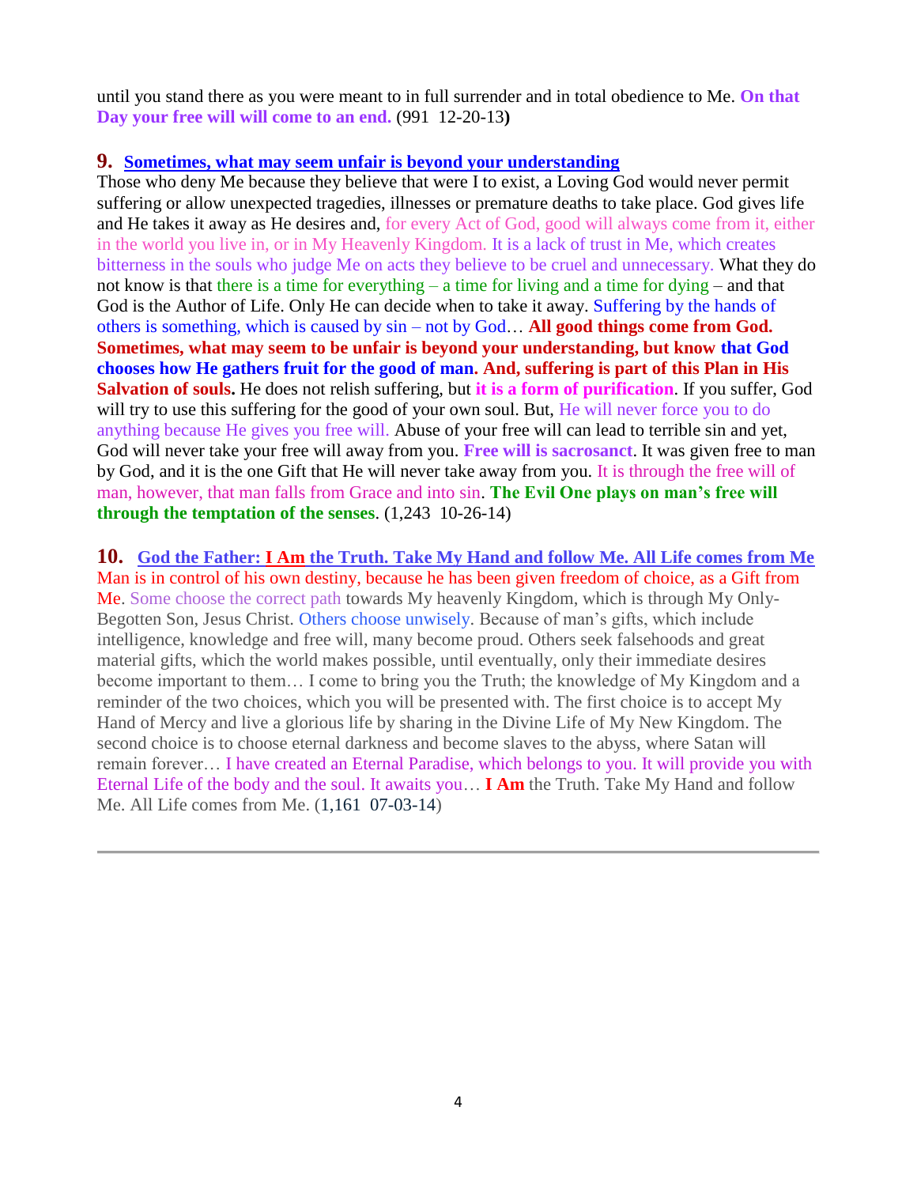until you stand there as you were meant to in full surrender and in total obedience to Me. **On that Day your free will will come to an end.** (991 12-20-13**)**

## 9. Sometimes, what may seem unfair is beyond your understanding

Those who deny Me because they believe that were I to exist, a Loving God would never permit suffering or allow unexpected tragedies, illnesses or premature deaths to take place. God gives life and He takes it away as He desires and, for every Act of God, good will always come from it, either in the world you live in, or in My Heavenly Kingdom. It is a lack of trust in Me, which creates bitterness in the souls who judge Me on acts they believe to be cruel and unnecessary. What they do not know is that there is a time for everything – a time for living and a time for dying – and that God is the Author of Life. Only He can decide when to take it away. Suffering by the hands of others is something, which is caused by sin – not by God… **All good things come from God. Sometimes, what may seem to be unfair is beyond your understanding, but know that God chooses how He gathers fruit for the good of man. And, suffering is part of this Plan in His Salvation of souls.** He does not relish suffering, but **it is a form of purification**. If you suffer, God will try to use this suffering for the good of your own soul. But, He will never force you to do anything because He gives you free will. Abuse of your free will can lead to terrible sin and yet, God will never take your free will away from you. **Free will is sacrosanct**. It was given free to man by God, and it is the one Gift that He will never take away from you. It is through the free will of man, however, that man falls from Grace and into sin. **The Evil One plays on man's free will through the temptation of the senses.** (1,243 10-26-14)

## 10. God the Father: I Am the Truth. Take My Hand and follow Me. All Life comes from Me

Man is in control of his own destiny, because he has been given freedom of choice, as a Gift from Me. Some choose the correct path towards My heavenly Kingdom, which is through My Only-Begotten Son, Jesus Christ. Others choose unwisely. Because of man's gifts, which include intelligence, knowledge and free will, many become proud. Others seek falsehoods and great material gifts, which the world makes possible, until eventually, only their immediate desires become important to them… I come to bring you the Truth; the knowledge of My Kingdom and a reminder of the two choices, which you will be presented with. The first choice is to accept My Hand of Mercy and live a glorious life by sharing in the Divine Life of My New Kingdom. The second choice is to choose eternal darkness and become slaves to the abyss, where Satan will remain forever… I have created an Eternal Paradise, which belongs to you. It will provide you with Eternal Life of the body and the soul. It awaits you… **I Am** the Truth. Take My Hand and follow Me. All Life comes from Me. (1,161 07-03-14)

---